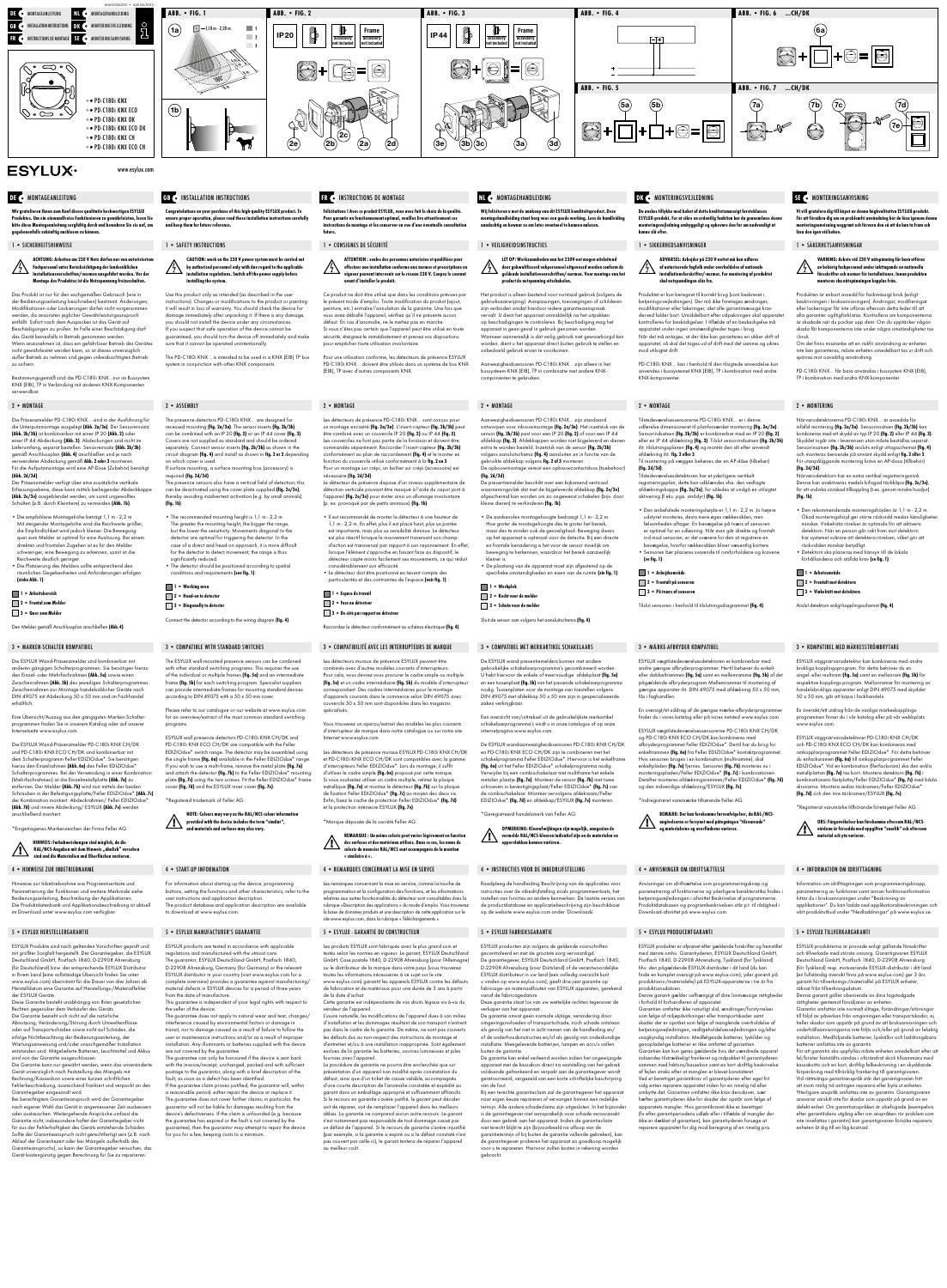# DE MONTAGEANLEITUNG
# GB INSTALLATION INSTRUCTIONS
# FR INSTRUCTIONS DE MONTAGE
# NL MONTAGEHANDLEIDING
# DK MONTERINGSVEJLEDNING
# SE MONTERINGSANVISNING

- PD-C180i KNX
- PD-C180i KNX ECO
- PD-C180i KNX DK
- PD-C180i KNX ECO DK
- PD-C180i KNX CH
- PD-C180i KNX ECO CH

ESYLUX

www.esylux.com

ABB. • FIG. 1 — 1a: 1,10 m – 2,20 m; 1, 2, 3; 1b

ABB. • FIG. 2 — IP20; Accessory not included; Frame Accessory not included; 2a, 2b, 2c, 2d, 2e

ABB. • FIG. 3 — IP44; Accessory not included; Frame Accessory not included; 3a, 3b, 3c, 3d, 3e

ABB. • FIG. 4

ABB. • FIG. 5 — 5a, 5b

ABB. • FIG. 6 ...CH/DK — 6a

ABB. • FIG. 7 ...CH/DK — 7a, 7b, 7c, 7d, 7e

## DE MONTAGEANLEITUNG

**Wir gratulieren Ihnen zum Kauf dieses qualitativ hochwertigen ESYLUX Produkts. Um ein einwandfreies Funktionieren zu gewährleisten, lesen Sie bitte diese Montageanleitung sorgfältig durch und bewahren Sie sie auf, um gegebenenfalls zukünftig nachlesen zu können.**

### 1 • SICHERHEITSHINWEISE

**ACHTUNG: Arbeiten am 230 V Netz dürfen nur von autorisiertem Fachpersonal unter Berücksichtigung der landesüblichen Installationsvorschriften/-normen ausgeführt werden. Vor der Montage des Produktes ist die Netzspannung freizuschalten.**

Das Produkt ist nur für den sachgemäßen Gebrauch (wie in der Bedienungsanleitung beschrieben) bestimmt. Änderungen, Modifikationen oder Lackierungen dürfen nicht vorgenommen werden, da ansonsten jeglicher Gewährleistungsanspruch entfällt. Sofort nach dem Auspacken ist das Gerät auf Beschädigungen zu prüfen. Im Falle einer Beschädigung darf das Gerät keinesfalls in Betrieb genommen werden. Wenn anzunehmen ist, dass ein gefahrloser Betrieb des Gerätes nicht gewährleistet werden kann, so ist dieses unverzüglich außer Betrieb zu nehmen und gegen unbeabsichtigten Betrieb zu sichern.

Bestimmungsgemäß sind die PD-C180i KNX...nur im Bussystem KNX (EIB), TP in Verbindung mit anderen KNX-Komponenten verwendbar.

### 2 • MONTAGE

Die Präsenzmelder PD-C180i KNX... sind in der Ausführung für die Unterputzmontage ausgelegt **(Abb. 2a/3a)**. Der Sensoreinsatz **(Abb. 2b/3b)** ist kombinierbar mit einer IP 20 **(Abb. 2)** oder einer IP 44 Abdeckung **(Abb. 3)**. Abdeckungen sind nicht im Lieferumfang, separat bestellen. Sensoreinsatz **(Abb. 2b/3b)** gemäß Anschlussplan **(Abb. 4)** anschließen und je nach verwendeter Abdeckung gemäß **Abb. 2 oder 3** montieren. Für die Aufputzmontage wird eine AP-Dose (Zubehör) benötigt **(Abb. 2d/3d)**.

Der Präsenzmelder verfügt über eine zusätzliche vertikale Erfassungszone, diese kann mittels beiliegender Abdeckkappe **(Abb. 2e/3e)** ausgeblendet werden, um unerwünschtes Schalten (z.B. durch Kleintiere) zu vermeiden **(Abb. 1b)**.

- Die empfohlene Montagehöhe beträgt 1,1 m - 2,2 m. Mit steigender Montagehöhe wird die Reichweite größer, die Empfindlichkeit wird jedoch kleiner. Die Bewegung quer zum Melder ist optimal für eine Auslösung. Bei einem direkten und frontalen Zugehen ist es für den Melder schwieriger, eine Bewegung zu erkennen, somit ist die Reichweite deutlich geringer.
- Die Platzierung des Melders sollte entsprechend den räumlichen Gegebenheiten und Anforderungen erfolgen **(siehe Abb. 1)**.

1 = **Arbeitsbereich**
2 = **Frontal zum Melder**
3 = **Quer zum Melder**

Den Melder gemäß Anschlussplan anschließen **(Abb. 4)**.

### 3 • MARKEN-SCHALTER KOMPATIBEL

Die ESYLUX Wand-Präsenzmelder sind kombinierbar mit anderen gängigen Schalterprogrammen. Sie benötigen hierzu den Einzel- oder Mehrfachrahmen **(Abb. 5a)** sowie einen Zwischenrahmen **(Abb. 5b)** des jeweiligen Schalterprogrammes. Zwischenrahmen zur Montage handelsüblicher Schalter nach DIN 49075 mit Abdeckung 50 x 50 mm sind im Fachhandel erhältlich.

Eine Übersicht/Auszug aus den gängigsten Marken-Schalterprogrammen finden Sie in unserem Katalog oder auf unserer Internetseite www.esylux.com.

Die ESYLUX Wand-Präsenzmelder PD-C180i KNX CH/DK und PD-C180i KNX ECO CH/DK sind kombinierbar mit dem Schalterprogramm Feller EDIZIOdue*. Sie benötigen hierzu den Einzelrahmen **(Abb. 6a)** des Feller EDIZIOdue* Schalterprogrammes. Bei der Verwendung in einer Kombination (Mehrfachrahmen) ist das Befestigungsplättchen **(Abb. 7a)** zu entfernen. Der Melder **(Abb. 7b)** wird nun mittels der beiden Schrauben in der Befestigungsplatte/Feller EDIZIOdue* **(Abb. 7c)** der Kombination montiert. Abdeckrahmen/Feller EDIZIOdue* **(Abb. 7d)** und innere Abdeckung/ ESYLUX **(Abb. 7e)** werden anschließend montiert.

*Eingetragenes Markenzeichen der Firma Feller AG.

**HINWEIS: Farbabweichungen sind möglich, da die RAL/NCS-Angaben mit dem Hinweis „ähnlich" versehen sind und die Materialien und Oberflächen variieren.**

### 4 • HINWEISE ZUR INBETRIEBNAHME

Hinweise zur Inbetriebnahme wie Programmiertaste und Parametrierung der Funktionen und weitere Merkmale siehe Bedienungsanleitung, Beschreibung der Applikationen. Die Produktdatenbank und Applikationsbeschreibung ist aktuell im Download unter www.esylux.com verfügbar.

### 5 • ESYLUX HERSTELLERGARANTIE

ESYLUX Produkte sind nach geltenden Vorschriften geprüft und mit größter Sorgfalt hergestellt. Der Garantiegeber, die ESYLUX Deutschland GmbH, Postfach 1840, D-22908 Ahrensburg (für Deutschland) bzw. der entsprechende ESYLUX Distributor in Ihrem Land (eine vollständige Übersicht finden Sie unter www.esylux.com) übernimmt für die Dauer von drei Jahren ab Herstelldatum eine Garantie auf Herstellungs-/Materialfehler der ESYLUX Geräte.

Diese Garantie besteht unabhängig von Ihren gesetzlichen Rechten gegenüber dem Verkäufer des Geräts.

Die Garantie bezieht sich nicht auf die natürliche Abnutzung, Veränderung/Störung durch Umwelteinflüsse oder auf Transportschäden sowie nicht auf Schäden, die infolge Nichtbeachtung der Bedienungsanleitung, der Wartungsanweisung und/oder unsachgemäßer Installation entstanden sind. Mitgelieferte Batterien, Leuchtmittel und Akkus sind von der Garantie ausgeschlossen.

Die Garantie kann nur gewährt werden, wenn das unveränderte Gerät unverzüglich nach Feststellung des Mangels mit Rechnung/Kassenbon sowie einer kurzen schriftlichen Fehlerbeschreibung, ausreichend frankiert und verpackt an den Garantiegeber eingesandt wird.

Bei berechtigtem Garantieanspruch wird der Garantiegeber nach eigener Wahl das Gerät in angemessener Zeit ausbessern oder austauschen. Weitergehende Ansprüche umfasst die Garantie nicht, insbesondere haftet der Garantiegeber nicht für aus der Fehlerhaftigkeit des Geräts entstehende Schäden. Sollte der Garantieanspruch nicht gerechtfertigt sein (z.B. nach Ablauf der Garantiezeit oder bei Mängeln außerhalb des Garantieanspruchs), so kann der Garantiegeber versuchen, das Gerät kostengünstig gegen Berechnung für Sie zu reparieren.

## GB INSTALLATION INSTRUCTIONS

**Congratulations on your purchase of this high-quality ESYLUX product. To ensure proper operation, please read these installation instructions carefully and keep them for future reference.**

### 1 • SAFETY INSTRUCTIONS

**CAUTION: work on the 230 V power system must be carried out by authorised personnel only with due regard to the applicable installation regulations. Switch off the power supply before installing the system.**

Use this product only as intended (as described in the user instructions). Changes or modifications to the product or painting it will result in loss of warranty. You should check the device for damage immediately after unpacking it. If there is any damage, you should not install the device under any circumstances.

If you suspect that safe operation of the device cannot be guaranteed, you should turn the device off immediately and make sure that it cannot be operated unintentionally.

The PD-C180i KNX... is intended to be used in a KNX (EIB) TP bus system in conjunction with other KNX components.

### 2 • ASSEMBLY

The presence detectors PD-C180i KNX... are designed for recessed mounting **(Fig. 2a/3a)**. The sensor inserts **(Fig. 2b/3b)** can be combined with an IP 20 **(Fig. 2)** or an IP 44 cover **(Fig. 3)**. Covers are not supplied as standard and should be ordered separately. Connect sensor inserts **(Fig. 2b/3b)** as shown in the circuit diagram **(Fig. 4)** and install as shown in **Fig. 2 or 3** depending on which cover is used.

If surface mounting, a surface mounting box (accessory) is required **(Fig. 2d/3d)**.

The presence sensors also have a vertical field of detection; this can be deactivated using the cover plate supplied **(Fig. 2e/3e)**, thereby avoiding inadvertent activation (e.g. by small animals) **(Fig. 1b)**.

- The recommended mounting height is 1,1 m - 2,2 m. The greater the mounting height, the bigger the range, but the lower the sensitivity. Movements diagonal to the detector are optimal for triggering the detector. In the case of a direct and head-on approach, it is more difficult for the detector to detect movement; the range is thus significantly reduced.
- The detector should be positioned according to spatial conditions and requirements **(see Fig. 1)**.

1 = **Working area**
2 = **Head-on to detector**
3 = **Diagonally to detector**

Connect the detector according to the wiring diagram **(Fig. 4)**.

### 3 • COMPATIBLE WITH STANDARD SWITCHES

The ESYLUX wall-mounted presence sensors can be combined with other standard switching programs. This requires the use of the individual or multiple frames **(Fig. 5a)** and an intermediate frame **(Fig. 5b)** for each switching program. Specialist suppliers can provide intermediate frames for mounting standard devices according to DIN 49075 with a 50 x 50 mm cover.

Please refer to our catalogue or our website at www.esylux.com for an overview/extract of the most common standard switching programs.

ESYLUX wall presence detectors PD-C180i KNX CH/DK and PD-C180i KNX ECO CH/DK are compatible with the Feller EDIZIOdue* switch range. The detector may be assembled using the single frame **(Fig. 6a)** available in the Feller EDIZIOdue* range. If you wish to use a multi-frame, remove the mounting plate **(Fig. 7a)**. Screw the detector **(Fig. 7b)** to the mounting plate and attach the detector **(Fig. 7b)** to the Feller EDIZIOdue* mounting plate **(Fig. 7c)** using the two screws. Fit the Feller EDIZIOdue* frame cover **(Fig. 7d)** and the ESYLUX inner cover **(Fig. 7e)**.

*Registered trademark of Feller AG.

**NOTE: Colours may vary as the RAL/NCS colour information provided with the devices includes the term "similar", and materials and surfaces may also vary.**

### 4 • START-UP INFORMATION

For information about starting up the device, programming buttons, setting the functions and other characteristics, refer to the user instructions and application description.

The product database and application description are available to download at www.esylux.com.

### 5 • ESYLUX MANUFACTURER'S GUARANTEE

ESYLUX products are tested in accordance with applicable regulations and manufactured with the utmost care.

The guarantor, ESYLUX Deutschland GmbH, Postfach 1840, D-22908 Ahrensburg, Germany (for Germany) or the relevant ESYLUX distributor in your country (visit www.esylux.com for a complete overview) provides a guarantee against manufacturing/material defects in ESYLUX devices for a period of three years from the date of manufacture.

This guarantee is independent of your legal rights with respect to the seller of the device.

The guarantee does not apply to natural wear and tear, changes/interference caused by environmental factors or damage in transit, nor to damage caused as a result of failure to follow the user or maintenance instructions and/or as a result of improper installation. Any illuminants or batteries supplied with the device are not covered by the guarantee.

The guarantee can only be honoured if the device is sent back with the invoice/receipt, unchanged, packed and with sufficient postage to the guarantor, along with a brief description of the fault, as soon as a defect has been identified.

If the guarantee claim proves justified, the guarantor will, within a reasonable period, either repair the device or replace it. The guarantee does not cover further claims; in particular, the guarantor will not be liable for damages resulting from the device's defectiveness. If the claim is unfounded (e.g. because the guarantee has expired or the fault is not covered by the guarantee), then the guarantor may attempt to repair the device for you for a fee, keeping costs to a minimum.

## FR INSTRUCTIONS DE MONTAGE

**Félicitations ! Avec ce produit ESYLUX, vous avez fait le choix de la qualité. Pour garantir un fonctionnement optimal, veuillez lire attentivement ces instructions de montage et les conserver en vue d'une éventuelle consultation future.**

### 1 • CONSIGNES DE SÉCURITÉ

**ATTENTION : seules des personnes autorisées et qualifiées pour effectuer une installation conforme aux normes et prescriptions en vigueur peuvent intervenir sur le réseau 230 V. Coupez le courant avant d'installer le produit.**

Ce produit ne doit être utilisé que dans les conditions prévues par le présent mode d'emploi. Toute modification du produit (ajout, peinture, etc.) entraîne l'annulation de la garantie. Une fois que vous avez déballé l'appareil, vérifiez qu'il ne présente aucun défaut. En cas d'anomalie, ne le mettez pas en marche.

Si vous n'êtes pas certain que l'appareil peut être utilisé en toute sécurité, éteignez-le immédiatement et prenez vos dispositions pour empêcher toute utilisation involontaire.

Pour une utilisation conforme, les détecteurs de présence ESYLUX PD-C180i KNX... doivent être utilisés dans un système de bus KNX (EIB), TP avec d'autres composants KNX.

### 2 • MONTAGE

Les détecteurs de présence PD-C180i KNX... sont conçus pour un montage encastré **(Fig. 2a/3a)**. L'insert-capteur **(Fig. 2b/3b)** peut être combiné avec un couvercle IP 20 **(Fig. 2)** ou IP 44 **(Fig. 3)**. Les couvercles ne font pas partie de la livraison et doivent être commandés séparément. Raccorder l'insert-capteur **(Fig. 2b/3b)** conformément au plan de raccordement **(fig. 4)** et le monter en fonction du couvercle utilisé conformément à la **fig. 2 ou 3**.

Pour un montage sur crépi, un boîtier sur crépi (accessoire) est nécessaire **(fig. 2d/3d)**.

Le détecteur de présence dispose d'un niveau supplémentaire de détection verticale pouvant être masqué à l'aide du capot joint à l'appareil **(fig. 2e/3e)** pour éviter ainsi un allumage involontaire (p. ex. provoqué par de petits animaux) **(fig. 1b)**.

- Il est recommandé de monter le détecteur à une hauteur de 1,1 m - 2,2 m. En effet, plus il est placé haut, plus sa portée est importante, mais plus sa sensibilité diminue. Le déclenchement est optimal lorsque le mouvement s'effectue transversalement au détecteur. Il est plus difficile pour le détecteur de détecter un mouvement lorsqu'une personne s'approche directement de face ; la portée est alors considérablement réduite.
- Le détecteur doit être positionné en tenant compte des particularités et des contraintes de l'espace **(voir fig. 1)**.

1 = **Espace de travail**
2 = **Face au détecteur**
3 = **De côté par rapport au détecteur**

Raccordez le détecteur conformément au schéma électrique **(fig. 4)**.

### 3 • COMPATIBILITÉ AVEC LES INTERRUPTEURS DE MARQUE

Les détecteurs muraux de présence ESYLUX peuvent être combinés avec d'autres modèles courants d'interrupteurs. Pour cela, vous devrez vous procurer le cadre simple ou multiple **(fig. 5a)** et un cadre intermédiaire **(fig. 5b)** du modèle d'interrupteur correspondant. Des cadres intermédiaires pour le montage d'interrupteurs du commerce selon DIN 49075 avec couvercle 50 x 50 mm sont disponibles dans les magasins spécialisés.

Vous trouverez un aperçu/extrait des modèles les plus courants d'interrupteurs de marque dans notre catalogue ou sur notre site Internet www.esylux.com.

Les détecteurs de présence muraux ESYLUX PD-C180i KNX CH/DK et PD-C180i KNX ECO CH/DK sont compatibles avec la gamme d'interrupteurs Feller EDIZIOdue*. Lors du montage, il suffit d'utiliser le cadre simple **(fig. 6a)** proposé par cette marque. Si vous souhaitez utiliser un cadre multiple, retirez la plaque métallique **(fig. 7a)** et montez le détecteur **(fig. 7b)** sur la plaque de fixation Feller EDIZIOdue* **(fig. 7c)** au moyen des deux vis. Enfin, fixez le cadre de protection Feller EDIZIOdue* **(fig. 7d)** et la protection intérieure ESYLUX **(fig. 7e)**.

*Marque déposée de la société Feller AG.

**REMARQUE : Un même coloris peut varier légèrement en fonction des surfaces et des matériaux utilisés. Dans ce cas, les noms de coloris de nuancier RAL/NCS sont accompagnés de la mention « similaire ».**

### 4 • REMARQUES CONCERNANT LA MISE EN SERVICE

Les remarques concernant la mise en service, comme la touche de programmation et la configuration des fonctions, et les informations relatives aux autres fonctionnalités du détecteur sont consultables dans la rubrique «Description des applications» du mode d'emploi. Vous trouverez la base de données produits et une description des applications sur le site www.esylux.com, dans la rubrique « Téléchargements ».

### 5 • ESYLUX - GARANTIE DU CONSTRUCTEUR

Les produits ESYLUX sont fabriqués avec le plus grand soin et testés selon les normes en vigueur. Le garant, ESYLUX Deutschland GmbH, Case postale 1840, D-22908 Ahrensburg (pour l'Allemagne) ou le distributeur de la marque dans votre pays (vous trouverez toutes les informations nécessaires à ce sujet sur le site www.esylux.com) garantit les appareils ESYLUX contre les défauts de fabrication et de matériaux pour une durée de 3 ans à partir de la date d'achat.

Cette garantie est indépendante de vos droits légaux vis-à-vis du vendeur de l'appareil.

L'usure naturelle, les modifications de l'appareil dues à son milieu d'installation et les dommages résultant de son transport n'entrent pas dans le cadre de la garantie. De même, ne sont pas couverts les défauts dus au non-respect des instructions de montage et d'entretien et/ou à une installation inappropriée. Les lampes, batteries et piles éventuellement fournies avec l'appareil sont exclues de la garantie.

La procédure de garantie ne pourra être enclenchée que sur présentation d'un appareil non modifié après constatation du défaut, ainsi que d'un ticket de caisse valable, accompagnés d'une courte description de l'anomalie constatée et expédiés au garant dans un emballage approprié et suffisamment affranchi. Si le recours en garantie s'avère justifié, le garant peut décider soit de réparer, soit de remplacer l'appareil dans les meilleurs délais. La garantie ne comprend aucun autre recours. Le garant n'est notamment pas responsable de tout dommage causé par un défaut de l'appareil. Si le recours de garantie s'avère injustifié (par exemple, si la garantie a expiré ou si le défaut constaté n'est pas couvert par celle-ci), le garant tentera de réparer l'appareil au meilleur coût.

## NL MONTAGEHANDLEIDING

**Wij feliciteren u met de aankoop van dit ESYLUX kwaliteitsproduct. Deze montagehandleiding staat borg voor een goede werking. Lees de handleiding aandachtig en bewaar ze om later eventueel te kunnen nalezen.**

### 1 • VEILIGHEIDSINSTRUCTIES

**LET OP: Werkzaamheden aan het 230V-net mogen uitsluitend door gekwalificeerd vakpersoneel uitgevoerd worden conform de geldende installatievoorschriften/-normen. Voor montage van het product de netspanning uitschakelen.**

Het product is alleen bestemd voor normaal gebruik (volgens de gebruiksaanwijzing). Aanpassingen, toevoegingen of schilderen zijn verboden omdat hierdoor iedere garantieaanspraak vervalt. U dient het apparaat onmiddellijk na het uitpakken op beschadigingen te controleren. Bij beschadiging mag het apparaat in geen geval in gebruik genomen worden.

Wanneer aannemelijk is dat veilig gebruik niet gewaarborgd kan worden, dient u het apparaat direct buiten gebruik te stellen en onbedoeld gebruik ervan te voorkomen.

Aanwezigheidssensoren PD-C180i KNX... zijn alleen in het bussysteem KNX (EIB), TP in combinatie met andere KNX-componenten te gebruiken.

### 2 • MONTAGE

Aanwezigheidssensoren PD-C180i KNX... zijn standaard ontworpen voor inbouwmontage **(fig. 2a/3a)**. Het inzetstuk van de sensor **(fig. 2b/3b)** past voor een IP 20 **(fig. 2)** of voor een IP 44 afdekking **(fig. 3)**. Afdekkingen worden niet bijgeleverd en dienen extra te worden besteld. Inzetstuk van de sensor **(fig. 2b/3b)** volgens aansluitschema **(fig. 4)** aansluiten en in functie van de gebruikte afdekking volgens **fig. 2 of 3** monteren.

De opbouwmontage vereist een opbouwcontactdoos (toebehoor) **(fig. 2d/3d)**.

De presentiemelder beschikt over een bijkomend verticaal waarnemingsveld, dat met de bijgeleverde afdekkap **(fig. 2e/3e)** afgeschermd kan worden om zo ongewenst schakelen (bijv. door kleine dieren) te verhinderen **(fig. 1b)**.

- De aanbevolen montagehoogte bedraagt 1,1 m - 2,2 m. Hoe groter de montagehoogte des te groter het bereik, maar des te minder ook de gevoeligheid. Beweging dwars op het apparaat is optimaal voor de detectie. Bij een directe en frontale benadering is het voor de sensor moeilijk om beweging te herkennen, waardoor het bereik aanzienlijk kleiner is.
- De plaatsing van de apparaat moet zijn afgestemd op de specifieke omstandigheden en eisen van de ruimte **(zie fig. 1)**.

1 = **Werkplek**
2 = **Recht voor de melder**
3 = **Schuin voor de melder**

Sluit de sensor aan volgens het aansluitschema **(fig. 4)**.

### 3 • COMPATIBEL MET MERKARTIKEL SCHAKELAARS

De ESYLUX wand-presentiemelders kunnen met andere gebruikelijke schakelaarsprogramma's gecombineerd worden. U hebt hiervoor de enkele of meervoudige afdekplaat **(fig. 5a)** en een tussenplaat **(fig. 5b)** van het passende schakelaarsprogramma nodig. Tussenplaten voor de montage van toestellen volgens DIN 49075 met afdekking 50 x 50 mm zijn in gespecialiseerde zaken verkrijgbaar.

Een overzicht van/uittreksel uit de gebruikelijkste merkartikel schakelaarsprogramma's vindt u in onze catalogus of op onze internetpagina www.esylux.com.

De ESYLUX wandaanwezigheidssensoren PD-C180i KNX CH/DK en PD-C180i KNX ECO CH/DK zijn te combineren met het schakelprogramma Feller EDIZIOdue*. Hiervoor is het enkelframe **(fig. 6a)** uit het Feller EDIZIOdue* schakelprogramma nodig. Verwijder bij een combinatieschakelaar met multiframe het enkele metalen plaatje **(fig. 7a)**. Monteer de sensor **(fig. 7b)** met twee schroeven in bevestigingsplaat/Feller EDIZIOdue* **(fig. 7c)** van de combinatieschakelaar. Monteer vervolgens afdekraam/Feller EDIZIOdue* **(fig. 7d)** en afdekking/ESYLUX **(fig. 7e)** monteren.

*Geregistreerd handelsmerk van Feller AG.

**OPMERKING: Kleurafwijkingen zijn mogelijk, aangezien de vermelde RAL/NCS-kleuren indicatief zijn en de materialen en oppervlakken kunnen variëren.**

### 4 • INSTRUCTIES VOOR DE INBEDRIJFSTELLING

Raadpleeg de handleiding Beschrijving van de applicaties voor instructies over de inbedrijfstelling zoals programmeertoets, het instellen van functies en andere kenmerken. De laatste versies van de productdatabase en applicatiebeschrijving zijn beschikbaar op de website www.esylux.com onder 'Downloads'.

### 5 • ESYLUX FABRIEKSGARANTIE

ESYLUX producten zijn volgens de geldende voorschriften gecontroleerd en met de grootste zorg vervaardigd.

De garantiegever, ESYLUX Deutschland GmbH, Postfach 1840, D-22908 Ahrensburg (voor Duitsland) of de verantwoordelijke ESYLUX distributeur in uw land (een volledig overzicht kunt u vinden op www.esylux.com), geeft drie jaar garantie op fabricage- en materiaalfouten van ESYLUX apparaten, gerekend vanaf de fabricagedatum.

Deze garantie staat los van uw wettelijke rechten tegenover de verkoper van het apparaat.

De garantie omvat geen normale slijtage, verandering door omgevingsinvloeden of transportschade, noch schade ontstaan als gevolg van het niet in acht nemen van de handleiding en/of de onderhoudsinstructies en/of als gevolg van ondeskundige installatie. Meegeleverde batterijen, lampen en accu's vallen buiten de garantie.

De garantie kan enkel verleend worden indien het ongewijzigde apparaat met de kassabon direct na vaststelling van het gebrek voldoende gefrankeerd en verpakt aan de garantiegever wordt geretourneerd, vergezeld van een korte schriftelijke beschrijving van de fout.

Bij een terechte garantieclaim zal de garantiegever het apparaat naar eigen keuze repareren of vervangen binnen een redelijke termijn. Alle andere schadeclaims zijn uitgesloten. In het bijzonder is de garantiegever niet aansprakelijk voor schade veroorzaakt door een gebrek aan het apparaat. Indien de garantieclaim niet terecht blijkt te zijn (bijvoorbeeld na afloop van de garantietermijn of bij buiten de garantie vallende gebreken), kan de garantiegever proberen het apparaat zo goedkoop mogelijk voor u te repareren. Hiervoor zullen kosten in rekening worden gebracht.

## DK MONTERINGSVEJLEDNING

**Du ønskes tillykke med købet af dette kvalitetsmæssigt førsteklasses ESYLUX-produkt. For at sikre en ordentlig funktion bør du gennemlæse denne monteringsvejledning omhyggeligt og opbevare den for om nødvendigt at kunne slå efter.**

### 1 • SIKKERHEDSANVISNINGER

**ADVARSEL: Arbejde på 230 V-nettet må kun udføres af autoriserede fagfolk under overholdelse af nationale installationsforskrifter/-normer. Før montering af produktet skal netspændingen slås fra.**

Produktet er kun beregnet til korrekt brug (som beskrevet i betjeningsvejledningen). Der må ikke foretages ændringer, modifikationer eller lakeringer, idet alle garantimæssige krav derved falder bort. Umiddelbart efter udpakningen skal apparatet kontrolleres for beskadigelser. I tilfælde af en beskadigelse må apparatet under ingen omstændigheder tages i brug.

Når det må antages, at der ikke kan garanteres en sikker drift af apparatet, så skal det tages ud af drift med det samme og sikres mod utilsigtet drift.

PD-C180i KNX... kan i henhold til den tiltegnede anvendelse kun anvendes i bussystemet KNX (EIB), TP i kombination med andre KNX-komponenter.

### 2 • MONTAGE

Tilstedeværelsessensorerne PD-C180i KNX... er i denne udførelse dimensioneret til planforsænket montering **(fig. 2a/3a)**. Sensorindsatsen **(fig. 2b/3b)** er kombinerbar med en IP 20 **(fig. 2)** eller en IP 44-afdækning **(fig. 3)**. Tilslut sensorindsatsen **(fig. 2b/3b)** iht. tilslutningsplanen **(fig. 4)** og monter den alt efter anvendt afdækning iht. **fig. 2 eller 3**.

Til montering på væggen behøves der en AP-dåse (tilbehør) **(fig. 2d/3d)**.

Tilstedeværelsesdetektoren har et yderligere vertikalt registreringsplan, dette kan udblændes vha. den vedlagte afdækningskappe **(fig. 2e/3e)** for således at undgå en utilsigtet aktivering (f.eks. pga. smådyr) **(fig. 1b)**.

- Den anbefalede monteringshøjde er 1,1 m - 2,2 m. Jo højere udstyret monteres, desto mere øges rækkevidden, men følsomheden aftager. En bevægelse på tværs af sensoren er optimal for en udløsning. Når man går direkte og frontalt ind mod sensoren, er det sværere for den at registrere en bevægelse, hvorfor rækkevidden bliver væsentlig kortere.
- Sensoren bør placeres svarende til rumforholdene og kravene **(se fig. 1)**.

1 = **Arbejdsområde**
2 = **Frontalt på sensoren**
3 = **På tværs af sensoren**

Tilslut sensoren i henhold til tilslutningsdiagrammet **(fig. 4)**.

### 3 • MÆRKE-AFBRYDER KOMPATIBEL

ESYLUX vægtilstedeværelsesdetektoren er kombinerbar med andre gængse afbryderprogrammer. Hertil behøver du enkelt- eller dobbeltrammen **(fig. 5a)** samt en mellemramme **(fig. 5b)** af det pågældende afbryderprogram. Mellemrammer til montering af gængse apparater iht. DIN 49075 med afdækning 50 x 50 mm, fås i faghandlen.

En oversigt/et uddrag af de gængse mærke-afbryderprogrammer finder du i vores katalog eller på vores netsted www.esylux.com.

ESYLUX vægtilstedeværelsessensorerne PD-C180i KNX CH/DK og PD-C180i KNX ECO CH/DK kan kombineres med afbryderprogrammet Feller EDIZIOdue*. Dertil har du brug for enkeltrammen **(fig. 6a)** fra Feller EDIZIOdue* kontaktprogrammet. Hvis sensoren bruges i en kombination (multiramme), skal enkeltpladen **(fig. 7a)** fjernes. Sensoren **(fig. 7b)** monteres nu i monteringspladen/Feller EDIZIOdue* **(fig. 7c)** i kombinationen. Derefter monteres afdækningsrammen/Feller EDIZIOdue* **(fig. 7d)** og den indvendige afdækning/ESYLUX **(fig. 7e)**.

*Indregistreret varemærke tilhørende Feller AG.

**BEMÆRK: Der kan forekomme farveafvigelser, da RAL/NCS-angivelserne er forsynet med påtegningen "tilsvarende" og materialerne og overfladerne varierer.**

### 4 • ANVISNINGER OM IDRIFTSÆTTELSE

Anvisninger om idriftsættelse som programmeringsknap og parametrering af funktionerne og yderligere karakteristika findes i betjeningsvejledningen, afsnittet Beskrivelse af programmerne. Produktdatabasen og programbeskrivelsen står p.t. til rådighed i Download-afsnittet på www.esylux.com.

### 5 • ESYLUX PRODUCENTGARANTI

ESYLUX produkter er afprøvet efter gældende forskrifter og fremstillet med største omhu. Garantiyderen, ESYLUX Deutschland GmbH, Postfach 1840, D-22908 Ahrensburg, Tyskland (for Tyskland) hhv. den pågældende ESYLUX-distributør i dit land (du kan finde en komplet oversigt på www.esylux.com), yder garanti på produktions-/materialefejl på ESYLUX-apparaterne i tre år fra produktionsdatoen.

Denne garanti gælder uafhængigt af dine lovmæssige rettigheder i forhold til forhandleren af apparatet.

Garantien omfatter ikke naturligt slid, ændringer/forstyrrelser som følge af miljøpåvirkninger eller transportskader samt skader der er opstået som følge af manglende overholdelse af betjeningsvejledningen, vedligeholdelsesvejledningen og/eller usagkyndig installation. Medfølgende batterier, lyskilder og genopladelige batterier er ikke omfattet af garantien.

Garantien kan kun gøres gældende hvis det uændrede apparat indsendes tilstrækkeligt frankeret og indpakket til garantiyderen sammen med faktura/kassebon samt en kort skriftlig beskrivelse af fejlen straks efter at manglen er blevet konstateret.

Ved et berettiget garantikrav vil garantiyderen efter eget frit valg enten reparere apparatet inden for en rimelig tid eller ombytte det. Garantien omfatter ikke krav derudover, især hæfter garantiyderen ikke for skader der opstår som følge af apparatets mangler. Hvis garantikravet ikke er berettiget (f.eks. efter garantiperiodens udløb eller i tilfælde af mangler der ikke er dækket af garantien), kan garantiyderen forsøge at reparere apparatet for dig mod beregning af en rimelig pris.

## SE MONTERINGSANVISNING

**Vi vill gratulera dig till köpet av denna högkvalitativa ESYLUX-produkt. För att försäkra dig om en problemfri användning bör du läsa igenom denna monteringsanvisning noggrant och förvara den så att du kan ta fram och läsa den igen vid behov.**

### 1 • SÄKERHETSANVISNINGAR

**VARNING: Arbete vid 230 V nätspänning får bara utföras av behörig fackpersonal under iakttagande av nationella föreskrifter och normer för installationer. Innan produkten monteras ska nätspänningen kopplas från.**

Produkten är avsedd avsedd för fackmässigt bruk (enligt beskrivningen i bruksanvisningen). Ändringar, modifieringar eller lackeringar får inte utföras eftersom detta leder till att alla garantier ogiltigförklaras. Kontrollera om komponenterna är skadade när du packar upp dem. Om du upptäcker någon skada får komponenterna inte under några omständigheter tas i bruk.

Om det finns misstanke att en riskfri användning av enheten inte kan garanteras, måste enheten omedelbart tas ur drift och spärras mot oavsiktlig användning.

PD-C180i KNX... får bara användas i bussystem KNX (EIB), TP i kombination med andra KNX-komponenter.

### 2 • MONTERING

Närvarodetektorerna PD-C180i KNX... är avsedda för infälld montering **(fig. 2a/3a)**. Sensorinsatsen **(fig. 2b/3b)** kan kombineras med ett skydd av typ IP 20 **(fig. 2)** eller IP 44 **(fig. 3)**. Skyddet ingår inte i leveransen utan måste beställas separat. Sensorinsatsen **(fig. 2b/3b)** ansluts enligt uttagsschemat **(fig. 4)** och monteras beroende på använt skydd enligt **fig. 2 eller 3**.

För utanpåliggande montering krävs en AP-dosa (tillbehör) **(fig. 2d/3d)**.

Närvarodetektorn har en extra vertikal registreringsnivå. Denna kan avaktiveras medels bifogad täckkåpa **(fig. 2e/3e)**, för att undvika oavsiktlig tillkoppling (t.ex. genom mindre husdjur) **(fig. 1b)**.

- Den rekommenderade monteringshöjden är 1,1 m - 2,2 m. Ökad monteringshöjd ger större räckvidd medan känsligheten minskar. Vinkelräta rörelser är optimala för att aktivera detektorn. När en person går rakt fram mot detektorn har systemet svårare att detektera rörelsen, vilket gör att räckvidden minskar betydligt.
- Detektorn ska placeras med hänsyn till de lokala förhållandena och ställda krav **(se fig. 1)**.

1 = **Arbetsområde**
2 = **Frontalt på detektorn**
3 = **Vinkelrätt mot detektorn**

Anslut detektorn enligt kopplingsschemat **(fig. 4)**.

### 3 • KOMPATIBEL MED MÄRKESSTRÖMBRYTARE

ESYLUX väggnärvarodetektorer kan kombineras med andra brukliga kopplingsprogram. För detta behöver du en singel- eller multiram **(fig. 5a)** samt en mellanram **(fig. 5b)** för respektive kopplings-program. Mellanramar för montering av handelsbrukliga apparater enligt DIN 49075 med skyddet 50 x 50 mm, går att köpa i fackhandeln.

En översikt/ett utdrag från de vanliga märkeskopplings-programmen finner du i vår katalog eller på vår webbplats www.esylux.com.

ESYLUX väggnärvarodetektorer PD-C180i KNX CH/DK och PD-C180i KNX ECO CH/DK kan kombineras med omkopplarprogrammet Feller EDIZIOdue*. För detta behöver du enkelramen **(fig. 6a)** till omkopplarprogrammet Feller EDIZIOdue*. Vid en kombination (flerfacksram) ska den enkla metallplattan **(fig. 7a)** tas bort. Montera detektorn **(fig. 7b)** i kombinationens fästplatta/Feller EDIZIOdue* **(fig. 7c)** med båda skruvarna. Montera sedan täckramen/Feller EDIZIOdue* **(fig. 7d)** och den inre täckramen/ESYLUX **(fig. 7e)**.

*Registrerat varumärke tillhörande företaget Feller AG.

**OBS: Färgavvikelser kan förekomma eftersom RAL-/NCS-värdena är försedda med uppgiften "snarlik" och eftersom material och ytor varierar.**

### 4 • INFORMATION OM IDRIFTTAGNING

Information om idrifttagningen som programmeringsknapp, parametrering av funktioner samt annan funktionsinformation hittar du i bruksanvisningen under "Beskrivning av applikationer". Du kan ladda ned applikationsbeskrivningen och vårt produktutbud under "Nedladdningar" på www.esylux.se.

### 5 • ESYLUX TILLVERKARGARANTI

ESYLUX-produkterna är provade enligt gällande föreskrifter och tillverkade med största omsorg. Garantigivaren ESYLUX Deutschland GmbH, Postfach 1840, D-22908 Ahrensburg (för Tyskland) resp. motsvarande ESYLUX-distributör i ditt land (en fullständig översikt finns på www.esylux.com) ger 3 års garanti för tillverknings-/materialfel på ESYLUX enheter, räknat från tillverkningsdatum.

Denna garanti gäller oberoende av dina lagstadgade rättigheter gentemot försäljaren av enheten.

Garantin omfattar inte normalt slitage, förändringar/störningar till följd av påverkan från omgivningen eller transportskador, ej heller skador som uppstått på grund av att bruksanvisningen och underhållsanvisningarna inte följts och/eller på grund av felaktig installation. Medföljande batterier, ljuskällor och laddningsbara batterier omfattas inte av garantin.

För att garantin ska uppfyllas måste enheten omedelbart efter att fel/brister fastställts sändas i oförändrat skick tillsammans med kassakvitto och en kort, skriftlig felbeskrivning i ett skyddande förpackning med tillräckligt frankering till garantigivaren.

Vid rättmätiga garantianspråk står det garantigivaren fritt att inom rimlig tid antingen reparera eller byta ut enheten. Ytterligare anspråk omfattas inte av garantin. Garantigivaren ansvarar särskilt inte för skador som uppstått på grund av en defekt enhet. Om garantianspråken är obefogade (exempelvis efter garantitidens utgång eller om anspråken för problem som inte innefattas i garantin) kan garantigivaren försöka reparera enheten åt dig till en låg kostnad.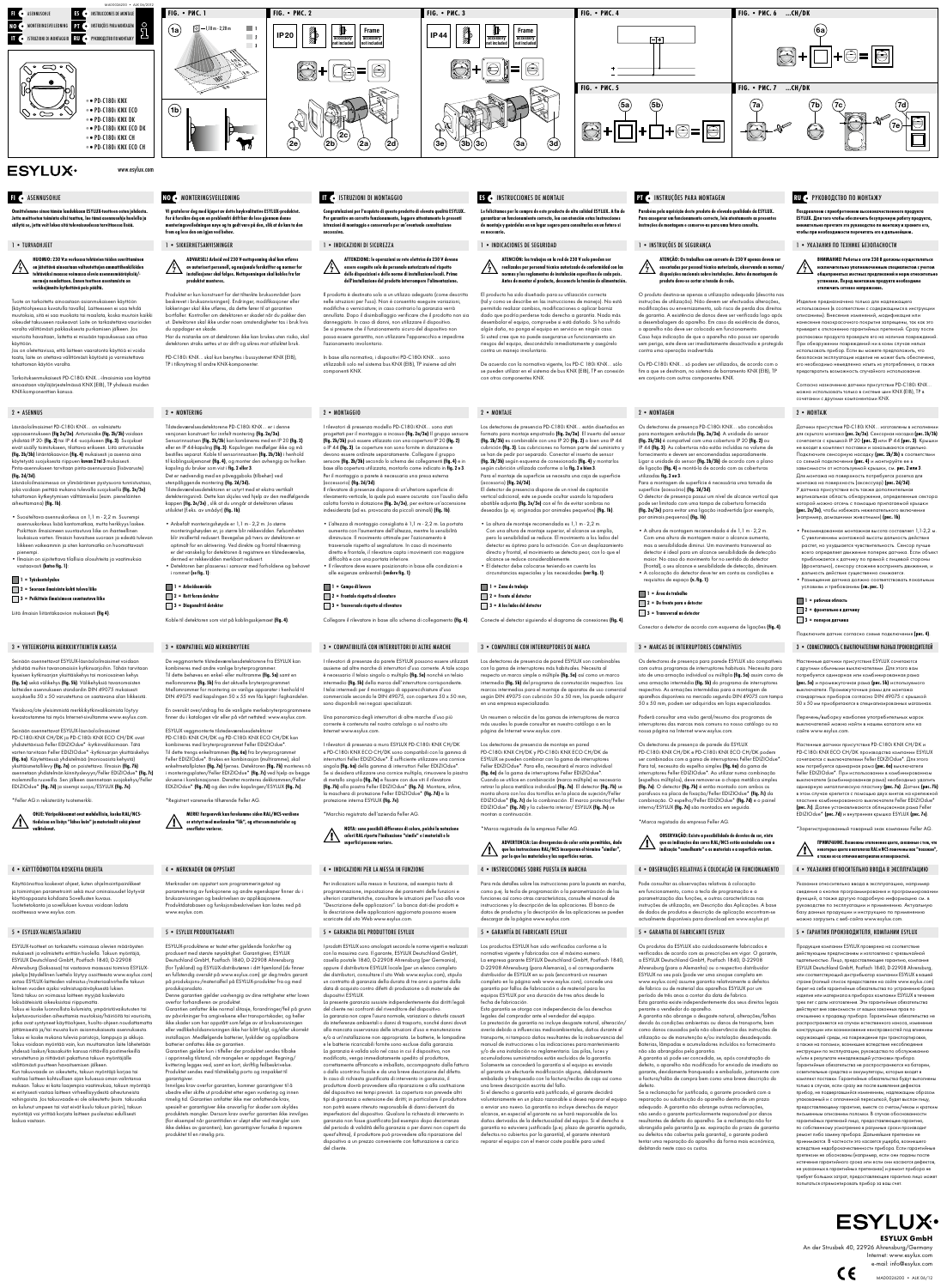MA00026200 • AJK 06/12

FI ASENNUSOHJE | ES INSTRUCCIONES DE MONTAJE
NO MONTERINGSVEILEDNING | PT INSTRUÇÕES PARA MONTAGEM
IT ISTRUZIONI DI MONTAGGIO | RU РУКОВОДСТВО ПО МОНТАЖУ

- PD-C180i KNX
- PD-C180i KNX ECO
- PD-C180i KNX DK
- PD-C180i KNX ECO DK
- PD-C180i KNX CH
- PD-C180i KNX ECO CH

ESYLUX

www.esylux.com

FIG. • РИС. 1

1a

1,1 m – 2,2 m

1 2 3

1b

FIG. • РИС. 2

IP20

accessory not included

Frame accessory not included

2b 2c 2a 2d 2e

FIG. • РИС. 3

IP44

accessory not included

Frame accessory not included

3a 3b 3c 3d 3e

FIG. • РИС. 4

FIG. • РИС. 5

5a 5b

FIG. • РИС. 6 ...CH/DK

6a

FIG. • РИС. 7 ...CH/DK

7a 7b 7c 7d 7e

## FI ASENNUSOHJE

Onnittelemme sinua tämän laadukkaan ESYLUX-tuotteen ostopäätöksestä. Jotta laitteisto toimisi oikein, lue tämä asennusohje huolella ja säilytä se, jotta voit tarvittaessa katsoa siitä ohjeita myöhemmin.

### 1 • TURVAOHJEET

**HUOMIO: 230 V:n verkossa tehtävien töiden suorittaminen on jätettävä ainoastaan valtuutettujen ammattihenkilöiden tehtäväksi noudattaen voimassa olevia asennusmääräyksiä/-normeja noudattaen. Ennen laitteen asentamista on verkkojännite kytkettävä pois päältä.**

Tuote on tarkoitettu ainoastaan asianmukaiseen käyttöön (käyttöohjeessa kuvatulla tavalla). Laitteeseen ei saa tehdä muutoksia, sitä ei saa muokata tai maalata, koska muutoin kaikki oikeudet takuuseen raukeavat. Laite on tarkastettava vaurioiden varalta välittömästi pakkauksesta purkamisen jälkeen. Jos vaurioita havaitaan, laitetta ei missään tapauksessa saa ottaa käyttöön.
Jos on oletettavissa, että laitteen vaaraton käyttö ei voida taata, laite on otettava välittömästi käytöstä ja varmistettava tahattoman käytön varalta.

Tarkoituksenmukaisesti PD-C180i KNX...-ilmaisimia saa käyttää ainoastaan väyläjärjestelmässä KNX (EIB) yhdessä muiden KNX-komponenttien kanssa.

### 2 • ASENNUS

Läsnäoloilmaisimet PD-C180i KNX... on valmistettu uppoasennukseen **(fig. 2a/3a)**. Anturiosalla **(fig. 2b/3b)** voidaan yhdistää IP 20- **(fig. 2)** tai IP 44 -suojaluokan **(fig. 3)**. Suojakset eivät sisälly toimitukseen, ilmaisimet ja lisävarusteena saatavina ... Liitä anturiosa **(fig. 2b/3b)** liitäntäkiskoon **(fig. 4)** mukaisesti ja asenna sinne käytettyä suojakuvaa riippuen **kuvan 2 tai 3** mukaisesti. Pinta-asennukseen tarvitaan pinta-asennusrasia (lisävaruste) **(fig. 2d/3d)**.
Läsnäoloilmaisimessa on ylimääräinen pystysuora toimintastusalue, joka voidaan peittää mukana tulevalla suojalaikalla **(fig. 2c/3c)** tahattoman kytkeytymisen välttämiseksi (esim. pieneläinten aiheuttamien) **(fig. 1b)**.

- Suositeltava asennuskorkeus on 1,1 m - 2,2 m. Suurempi asennuskorkeus lisää kantomatkaa, mutta herkkyys laskee. Poikittain ilmaisimeen kulkeminen takia on ilmaisimen ... lasku...
- Ilmaisin on sijoitettava ... olosuhteita ja vaatimuksia vastaavasti **(kuva fig. 1)**:

1 = Työskentelyalue
2 = Suoraan ilmaisinta kohti tuleva liike
3 = Poikittain ilmaisimeen suuntautuva liike

Liitä ilmaisin liitäntäkaavion mukaisesti **(fig. 4)**.

### 3 • YHTEENSOPIVA MERKKIKYTKINTEN KANSSA

Seinään asennettavat ESYLUX-läsnäoloilmaisimet voidaan yhdistää muihin tavanomaisiin kytkinsarjoihin. Tähän tarvitaan keskuksen kytkinsarjan yksittäiskehys tai moninkertainen kehys **(fig. 5a)** sekä välikehys **(fig. 5b)**. Välikehyksiä tavanomaisiin laitteiden asennukseen standardin DIN 49075 mukaisesti suojakuvalla 50 x 50 voidaan hankkia ...

Yleiskuva/ote yleisimmistä merkkikytkinvalikoimista löytyy luettelostamme tai myös Internet-sivuiltamme www.esylux.com.

Seinään asennettavat ESYLUX-läsnäoloilmaisimet PD-C180i KNX CH/DK ja PD-C180i KNX ECO CH/DK ovat yhdistettävissä Feller EDIZIOdue*-kytkinsarjoihin. Tätä varten tarvitaan Feller EDIZIOdue*-kytkinsarjan yksittäiskehys **(fig. 6a)**. Käytettäessä yhdistelmänä (moniosaista kehystä) yksittäiskehys **(fig. 7a)** on poistettava. Ilmaisin **(fig. 7c)** asennetaan yhdistelmän kiinnityslevyyn/Feller EDIZIOdue* **(fig. 7e)** molemmilla ruuveilla. Sen jälkeen asennetaan suojakehys/Feller EDIZIOdue* **(fig. 7d)** ja sisempi suojus/ESYLUX **(fig. 7b)**.

*Feller AG:n rekisteröity tuotemerkki.

**OHJE: Väripoikkeamat ovat mahdollisia, koska RAL/NCS-tiedoissa on lisäys "lähes sama" ja materiaalit sekä pinnat vaihtelevat.**

### 4 • KÄYTTÖÖNOTTOA KOSKEVIA OHJEITA

Käyttöönottoa koskevat ohjeet, kuten ohjelmointiparametrit ja toimintojen parametrointi sekä muut ominaisuudet löytyvät käyttöoppaasta kohdasta Sovellusten kuvaus. Tuotetietokanta ja sovelluksen kuvaus voidaan ladata osoitteesta www.esylux.com.

### 5 • ESYLUX-VALMISTAJATAKUU

ESYLUX-tuotteet on tarkastettu voimassa olevien määräysten mukaisesti ja valmistettu erittäin huolella. Takuun myöntäjä, ESYLUX Deutschland GmbH, Postfach 1840, D-22908 Ahrensburg (Saksassa) tai vastaava maassasi toimiva ESYLUX-jakelija (täydellinen luettelo löytyy osoitteesta www.esylux.com) antaa ESYLUX-laitteiden valmistus-/materiaalivirheille takuun kolmen vuoden ajalta valmistuspäivämäärästä lukien. Tämä takuu on voimassa laitteen myyjää koskevista lakisääteisistä oikeuksista riippumatta.
Takuu ei koske luonnollista kulumista, ympäristövaikutusten tai kuljetusvaurioiden aiheuttamia muutoksia/vaurioita sekä vaurioita, jotka ovat syntyneet käyttöohjeen, huolto-ohjeen noudattamatta jättämisestä ja/tai muusta kuin asianmukaisesta asennuksesta. Takuu ei koske mukana toimitettuja paristoja, lamppuja ja akkuja. Takuu voidaan myöntää vain, kun muuttamaton laite lähetetään yhdessä laskun/kassakuitin kanssa viipymättä puutteellisuuden varmistettua ja hyvin pakattuna ja riittävästi postimaksettuna takuunantajalle.
Kun takuuvaade on oikeutettu, takuun myöntäjä korjaa tai vaihtaa laitteen kohtuullisen ajan kuluessa oman valintansa mukaan. Takuu ei kata laajempia vaatimuksia, takuun myöntäjä ei erityisesti vastaa laitteen virheellisyydestä aiheutuneista vahingoista. Jos takuuvaade ei ole oikeutettu (esim. takuuaika on kulunut umpeen tai vioit eivät kuulu takuun piiriin), takuun myöntäjä voi yrittää korjata laitteen puolestasi edullisesti laskua vastaan.

## NO MONTERINGSVEILEDNING

Vi gratulerer deg med kjøpet av dette kvalitetsrike ESYLUX-produktet. For å forsikre deg om en problemfri drift bør du lese gjennom denne monteringsveiledningen nøye og ta godt vare på den, slik at du kan ta den frem og lese den om igjen ved behov.

### 1 • SIKKERHETSANVISNINGER

**ADVARSEL! Arbeid ved 230 V-nettspenning skal kun utføres av autorisert personell, og nasjonale forskrifter og normer for installasjon skal følges. Nettspenningen skal kobles fra før produktet monteres.**

Produktet er kun konstruert for det tiltenkte bruksområdet (som beskrevet i bruksanvisningen). Endringer, modifikasjoner eller lakkeringer skal ikke utføres, da dette fører til at garantien bortfaller. Kontroller om detektoren er skadet når du pakker den ut. Detektoren skal ikke under noen omstendigheter tas i bruk hvis du oppdager en skade.
Hvis du mistenker om at detektoren ikke kan brukes uten risiko, skal detektoren straks settes ut av drift og sikres mot utilsiktet bruk.

PD-C180i KNX... skal kun benyttes i bussystemet KNX (EIB), TP i tilknytning til andre KNX-komponenter.

### 2 • MONTERING

Tilstedeværelsesdetektorene PD-C180i KNX... er i denne versjonen konstruert for innfelt montering **(fig. 2a/3a)**. Sensormodulen **(fig. 2b/3b)** kan kombineres med en IP 20 **(fig. 2)** eller en IP 44-kopling **(fig. 3)**. Koplingen medfølger ikke og må bestilles separat. Koble til sensormodulen **(fig. 2b/3b)** i henhold til koblingsskjemaet **(fig. 4)**, og monter den avhengig av hvilken kopling du bruker som vist i **fig. 2 eller 3**.
Det er nødvendig med en påveggsboks (tilbehør) ved utenpåliggende montering **(fig. 2d/3d)**.
Tilstedeværelsesdetektoren er utstyrt med et ekstra vertikalt deteksjonsområde. Dette kan skjules ved hjelp av den medfølgende kappen **(fig. 2c/3c)**, slik at du unngår at detektoren utløses utilsiktet (f.eks. av smådyr) **(fig. 1b)**.

- Anbefalt monteringshøyde er 1,1 m - 2,2 m. Jo større monteringshøyden er, jo større blir rekkevidden. Følsomheten blir imidlertid redusert. Bevegelse på tvers av detektoren er optimalt for en aktivering. Ved direkte og frontal tilnærming er det vanskelig for detektoren å registrere en tilstedeværelse, dermed er rekkevidden merkbart redusert.
- Detektoren bør plasseres i samsvar med forholdene og behovet i rommet **(se fig. 1)**:

1 = Arbeidsområde
2 = Rett foran detektor
3 = Diagonalt til detektor

Koble til detektoren som vist på koblingsskjemaet **(fig. 4)**.

### 3 • KOMPATIBEL MED MERKEBRYTERE

De veggmonterte tilstedeværelsesdetektorene fra ESYLUX kan kombineres med andre vanlige brytereprogrammer. Til dette behøves en enkel- eller multiramme **(fig. 5a)** samt en mellomramme **(fig. 5b)** fra det aktuelle brytereprogrammet. Mellomrammer for montering av vanlige apparater i henhold til DIN 49075 med koplingsbox 50 x 55 mm fås kjøpt i faghandelen.

En oversikt over/utdrag fra de vanligste merkebryterprogrammene finner du i katalogen vår eller på vårt nettsted: www.esylux.com.

ESYLUX veggmonterte tilstedeværelsesdetektorer PD-C180i KNX CH/DK og PD-C180i KNX ECO CH/DK kan kombineres med brytereprogrammet Feller EDIZIOdue*.
Til dette trengs enkeltrammen **(fig. 6a)** fra brytereprogrammet Feller EDIZIOdue*. Brukes en kombinasjon (multiramme), skal enkeltmetallplaten **(fig. 7a)** fjernes. Detektoren **(fig. 7c)** monteres nå i monteringsplaten/Feller EDIZIOdue* **(fig. 7e)** ved hjelp av begge skruene i kombinasjonen. Deretter monteres dekkrammen/Feller EDIZIOdue* **(fig. 7d)** og den indre koplingen/ESYLUX **(fig. 7b)**.

*Registrert varemerke tilhørende Feller AG.

**MERK! Fargeavvik kan forekomme siden RAL/NCS-verdiene er utstyrt med merknaden "lik", og ettersom materialer og overflater varierer.**

### 4 • MERKNADER OM OPPSTART

Merknader om oppstart som programmeringsstart og parametrering av funksjonene og andre egenskaper finner du i bruksanvisningen og beskrivelsen av applikasjonen. Produktdatabasen og funksjonsbeskrivelsen kan lastes ned på www.esylux.com.

### 5 • ESYLUX PRODUKTGARANTI

ESYLUX-produktene er testet etter gjeldende forskrifter og produsert med største nøyaktighet. Garantigiver, ESYLUX Deutschland GmbH, Postfach 1840, D-22908 Ahrensburg (for Tyskland) og ESYLUX-distributøren i ditt land (du finner en fullstendig oversikt på www.esylux.com) gir en garanti mot produksjons-/materialfeil på ESYLUX-produkter fra og med produksjonsdato.
Denne garantien gjelder uavhengig av dine rettigheter etter lover overfor forhandleren av produktet.
Garantien omfatter ikke normal slitasje, forandringer/feil på grunn av påvirkninger fra omgivelsene eller transportskader, og heller ikke skader som har oppstått som følge av at bruksanvisningen eller vedlikeholdsanvisningen ikke ble fulgt, og/eller ukorrekt installasjon. Medfølgende batterier, lyskilder og oppladbare batterier omfattes ikke av garantien.
Garantien gjelder kun i tilfeller der produktet sendes tilbake i opprinnelig tilstand, når mangelen er oppdaget. Regning/kvittering legges ved, samt en kort, skriftlig feilbeskrivelse. Produkt sendes med tilstrekkelig porto og pakket til garantigiver.
Innvilges krav overfor garantien, kommer garantigiver til å vurdere eller skifte ut produktet etter egen vurdering og innen rimelig tid. Garantien omfatter ikke mer omfattende krav, spesielt er garantigiver ikke ansvarlig for skader som skyldes produktets mangler. Dersom krav overfor garantien ikke innvilges (for eksempel når garantitiden er utløpt eller ved mangler som ikke dekkes av garantien), kan garantigiver forsøke å reparere produktet til en rimelig pris.

## IT ISTRUZIONI DI MONTAGGIO

Congratulazioni per l'acquisto di questo prodotto di elevata qualità ESYLUX. Per garantire un corretto funzionamento, leggere attentamente le presenti istruzioni di montaggio e conservarle per un'eventuale consultazione successiva.

### 1 • INDICAZIONI DI SICUREZZA

**ATTENZIONE: le operazioni su rete elettrica da 230 V devono essere eseguite solo da personale autorizzato nel rispetto delle disposizioni e delle norme di installazione locali. Prima dell'installazione del prodotto interrompere l'alimentazione.**

Il prodotto è destinato solo a un utilizzo adeguato (come descritto nelle istruzioni per l'uso). Non è consentito eseguire variazioni, modifiche o verniciature, in caso contrario la garanzia verrà annullata. Dopo il disimballaggio verificare che il prodotto non sia danneggiato. In caso di danni, non utilizzare il dispositivo.
Se si presume che il funzionamento sicuro del dispositivo non possa essere garantito, non utilizzare l'apparecchio e impedirne l'azionamento involontario.

In base alla normativa, i dispositivi PD-C180i KNX... sono utilizzabili solo nel sistema bus KNX (EIB), TP insieme ad altri componenti KNX.

### 2 • MONTAGGIO

I rilevatori di presenza modello PD-C180i KNX... sono stati progettati per il montaggio a incasso **(fig. 2a/3a)**. Il gruppo sensore **(fig. 2b/3b)** può essere utilizzato con una copertura IP 20 **(fig. 2)** o IP 44 **(fig. 3)**. Le coperture non sono fornite in dotazione e devono essere ordinate separatamente. Collegare il gruppo sensore **(fig. 2b/3b)** secondo lo schema dei collegamenti **(fig. 4)** e in base alla copertura utilizzata, montarlo come indicato in **fig. 2 o 3**.
Per il montaggio a parete è necessaria una presa esterna (accessorio) **(fig. 2d/3d)**.
Il rilevatore di presenza dispone di un'ulteriore superficie di rilevamento verticale, la quale può essere coperta con l'ausilio della calotta fornita in dotazione **(fig. 2c/3c)** per evitare un'accensione indesiderata (ad es. provocata da piccoli animali) **(fig. 1b)**.

- L'altezza di montaggio consigliata è 1,1 m - 2,2 m. La portata aumenta con l'aumentare dell'altezza, mentre la sensibilità diminuisce. Il movimento ottimale per l'azionamento è trasversale rispetto al segnalatore. In caso di movimento diretto e frontale, il rilevatore capta i movimenti con maggiore difficoltà e con una portata inferiore.
- Il rilevatore deve essere posizionato in base alle condizioni e alle esigenze ambientali **(vedere fig. 1)**:

1 = Campo di lavoro
2 = Frontale rispetto al rilevatore
3 = Trasversale rispetto al rilevatore

Collegare il rilevatore in base allo schema di collegamento **(fig. 4)**.

### 3 • COMPATIBILITÀ CON INTERRUTTORI DI ALTRE MARCHE

I rilevatori di presenza da parete ESYLUX possono essere utilizzati con le comuni serie di interruttori a muro. A tale scopo è necessario il telaio singolo o multiplo **(fig. 5a)** nonché un telaio intermedio **(fig. 5b)** della marca dell'interruttore corrispondente. I telai intermedi per il montaggio di apparecchiature d'uso comune conformi alla norma DIN 49075, con copertura 50 x 50 mm, sono disponibili nei negozi specializzati.

Una panoramica degli interruttori di altre marche d'uso più corrente è contenuta nel nostro catalogo o sul nostro sito Internet www.esylux.com.

I rilevatori di presenza a muro ESYLUX PD-C180i KNX CH/DK e PD-C180i KNX ECO CH/DK sono compatibili con la gamma di interruttori Feller EDIZIOdue*. È sufficiente utilizzare una cornice singola **(fig. 6a)** della gamma di interruttori Feller EDIZIOdue*. Se si desidera utilizzare una cornice multipla, rimuovere la piastra di metallo singola **(fig. 7a)** e fissare con due viti il rilevatore **(fig. 7c)** alla piastra Feller EDIZIOdue* **(fig. 7e)**. Montare, infine, la maschera di protezione Feller EDIZIOdue* **(fig. 7d)** e la protezione interna ESYLUX **(fig. 7b)**.

*Marchio registrato dell'azienda Feller AG.

**NOTA: sono possibili differenze di colore, poiché le notazioni colori RAL riportano l'indicazione "simile" e i materiali e le superfici possono variare.**

### 4 • INDICAZIONI PER LA MESSA IN FUNZIONE

Per indicazioni sulla messa in funzione, ad esempio teste di programmazione, impostazione dei parametri delle funzioni e ulteriori caratteristiche, consultare le istruzioni per l'uso alla voce "Descrizione delle applicazioni". La banca dati dei prodotti e la descrizione delle applicazioni aggiornate possono essere scaricate dal sito Web www.esylux.com.

### 5 • GARANZIA DEL PRODUTTORE ESYLUX

I prodotti ESYLUX sono omologati secondo le norme vigenti e realizzati con la massima cura. Il garante, ESYLUX Deutschland GmbH, casella postale 1840, D-22908 Ahrensburg (per Germania), oppure il distributore ESYLUX locale (per un elenco completo dei distributori, consultare il sito Web www.esylux.com), stipula un contratto di garanzia della durata di tre anni a partire dalla data di acquisto contro i difetti di produzione o di materiale dei dispositivi ESYLUX.
La presente garanzia sussiste indipendentemente dai diritti legali del cliente nei confronti del rivenditore del dispositivo.
La garanzia non copre l'usura normale, variazioni o disturbi causati da interferenze ambientali o danni di trasporto, nonché danni dovuti alla mancata osservanza delle istruzioni d'uso e manutenzione e/o a un'installazione non appropriata. Le batterie, le lampadine e le batterie ricaricabili fornite sono escluse dalla garanzia.
La garanzia è valida solo nel caso in cui il dispositivo, non modificato, venga tempestivamente spedito al produttore, correttamente affrancato e imballato, accompagnato dalla fattura o dallo scontrino fiscale e da una breve descrizione del difetto.
In caso di richiesta giustificata della garanzia, il garante provvederà entro un tempo ragionevole a riparare o sostituire il dispositivo a propria discrezione. La garanzia non comprende altri tipi di garanzia o estensione dei diritti; in particolare il produttore non potrà essere ritenuto responsabile di danni derivanti da imperfezioni del dispositivo. Qualora la richiesta di intervento in garanzia non fosse giustificata (ad esempio dopo decorrenza del periodo di validità della garanzia o per danni non coperti da quest'ultima), il produttore può provvedere alla riparazione del dispositivo a un prezzo conveniente con fatturazione a carico del cliente.

## ES INSTRUCCIONES DE MONTAJE

Le felicitamos por la compra de este producto de alta calidad ESYLUX. A fin de garantizar un funcionamiento correcto, lea con atención estas instrucciones de montaje y guárdelas en un lugar seguro para consultarlas en caso de que sea necesario.

### 1 • INDICACIONES DE SEGURIDAD

**ATENCIÓN: los trabajos en la red de 230 V solo pueden ser realizados por personal técnico autorizado de conformidad con las normas y las reglamentos de instalación específicos de cada país. Antes de montar el producto, desconecte la tensión de alimentación.**

El producto ha sido diseñado para su utilización correcta (tal y como se describe en las instrucciones de manejo). No está permitido realizar cambios, modificaciones o aplicar barniz dado que podría perderse todo derecho a garantía. Nada más desembalar el equipo, compruebe si está dañado. Si se advierte algún daño, no ponga el equipo en servicio en ningún caso.
Si se intuye que no puede asegurarse un funcionamiento sin riesgos del equipo, desconéctelo inmediatamente y asegúrelo contra un manejo involuntario.

De acuerdo con la normativa vigente, los PD-C180i KNX... sólo se pueden utilizar en el sistema de bus KNX (EIB), TP en conjunto con otros componentes KNX.

### 2 • MONTAJE

Los detectores de presencia PD-C180i KNX... están diseñados en formato para montaje empotrado **(fig. 2a/3a)**. El insertado del sensor **(fig. 2b/3b)** es combinable con una IP 20 **(fig. 2)** o bien una IP 44 cubrición **(fig. 3)**. Las cubiciones no forman parte del suministro y se han de pedir por separado. Conectar el insertado de sensor **(fig. 2b/3b)** según esquema de conexionado **(fig. 4)** y montar según cubrición utilizada conforme a la **fig. 2 o bien 3**.
Para el montaje de superficie se necesita una caja de superficie (accesorio) **(fig. 2d/3d)**.
El detector de presencia dispone de un área de captación vertical adicional, este se puede ocultar usando la caperuza abatible adjunta **(fig. 2c/3c)** con el fin de evitar activaciones no deseadas (p. ej. originadas por animales pequeños) **(fig. 1b)**.

- La altura de montaje recomendada es 1,1 m - 2,2 m. Con una altura de montaje superior, el alcance se amplía, pero la sensibilidad se reduce. El movimiento a los lados del detector es óptimo para la activación. Con un desplazamiento directo y frontal, el detector no detecta peor, con lo que el alcance se reduce considerablemente.
- El detector debe colocarse teniendo en cuenta las circunstancias especiales y las necesidades **(ver fig. 1)**:

1 = Zona de trabajo
2 = Frontal al detector
3 = A los lados del detector

Conecte el detector siguiendo el diagrama de conexiones **(fig. 4)**.

### 3 • COMPATIBLE CON INTERRUPTORES DE MARCA

Los detectores de presencia de pared ESYLUX son combinables con la gama de interruptores más habituales. Necesita el respecto un marco simple o múltiple **(fig. 5a)** así como de una unidad intermedia **(fig. 5b)** del programa de interruptores. Los marcos intermedios para el montaje de aparatos de uso comercial según DIN 49075 con cubrición 50 x 50 mm, los puede adquirir en una empresa especializada.

Un resumen o relación de las gamas de interruptores de marca más usuales lo puede consultar en nuestro catálogo o en la página de Internet www.esylux.com.

Los detectores de presencia de montaje en pared PD-C180i KNX CH/DK y PD-C180i KNX ECO CH/DK de ESYLUX se pueden combinar con la gama de interruptores Feller EDIZIOdue*. Para ello, necesitará el marco individual **(fig. 6a)** de la gama de interruptores Feller EDIZIOdue*. Cuando se utilice en combinación (marco múltiple) es necesario retirar la placa metálica individual **(fig. 7a)**. El detector **(fig. 7c)** se monta ahora con los dos tornillos en la placa de sujeción/Feller EDIZIOdue* **(fig. 7e)** de la combinación. El marco protector/Feller EDIZIOdue* **(fig. 7d)** y la cubierta interior/ ESYLUX **(fig. 7b)** se montan a continuación.

*Marca registrada de la empresa Feller AG.

**ADVERTENCIA: Las divergencias de color están permitidas, dado que los datos RAL/NCS incorporan el término "similar", por lo que los materiales y las superficies varían.**

### 4 • INSTRUCCIONES SOBRE PUESTA EN MARCHA

Para más detalles sobre las instrucciones para la puesta en marcha, como p.ej. la tecla de programación o la parametrización de las funciones así como otras características, consulte el manual de instrucciones y la descripción de la aplicación. El banco de datos de productos y la descripción de la aplicación actual se puede descargar de la página www.esylux.com.

### 5 • GARANTÍA DE FABRICANTE ESYLUX

Los productos ESYLUX han sido verificados conforme a la normativa vigente y fabricados con el máximo esmero. La empresa garante ESYLUX Deutschland GmbH, Postfach 1840, D-22908 Ahrensburg (para Alemania) o el correspondiente distribuidor de ESYLUX en su país (encontrará un resumen completo en la página web www.esylux.com), concede una garantía por fallos de fabricación o de material para los equipos ESYLUX por un plazo de tres años a partir de la fecha de fabricación.
Esta garantía es otorga con independencia de los derechos legales del comprador ante el vendedor del equipo.
La prestación de garantía no incluye desgaste natural, alteración/avería debida a influencias medioambientales, daños durante el transporte, ni tampoco daños resultantes de la inobservancia del manual de instrucciones o las indicaciones de mantenimiento y/o de una instalación no reglamentaria. Las pilas, focos y acumuladores suministrados están excluidos de la garantía.
Solamente se concederá la garantía si el equipo es enviado al garante sin efectuarle modificación alguna, debidamente embalado y franqueado con la factura/recibo de caja así como una breve descripción escrita del fallo.
Si el derecho a garantía está justificado, el garante decidirá voluntariamente en un plazo razonable si desea reparar el equipo o enviar uno nuevo. La garantía no incluye derechos de mayor alcance, en especial el garante no se hará responsable de los daños derivados de la defectuosidad del equipo. Si el derecho a garantía no estuviera justificado (p.ej. plazo de garantía agotado, defectos no cubiertos por la garantía), el garante intentará reparar el equipo con el menor coste posible para usted.

## PT INSTRUÇÕES PARA MONTAGEM

Parabéns pela aquisição deste produto de elevada qualidade da ESYLUX. Para assegurar um funcionamento correcto, leia atentamente as presentes instruções de montagem e conserve-as para uma futura consulta.

### 1 • INSTRUÇÕES DE SEGURANÇA

**ATENÇÃO: Os trabalhos com corrente de 230 V apenas devem ser executados por pessoal técnico autorizado, observando as normas/disposições nacionais sobre instalações. Antes da montagem do produto deve-se cortar a tensão de rede.**

O produto destina-se apenas a utilização adequada (descrita nas instruções de utilização). Não devem ser efectuadas alterações, modificações ou envernizamento, sob risco da perda dos direitos de garantia. A existência de danos deve ser verificada logo após o desembalamento do aparelho. Em caso da ocorrência de danos, o aparelho não deve ser colocado em funcionamento.
Caso haja indicação de que o aparelho não possui ser operado sem perigo, este deve ser imediatamente desactivado e protegido contra uma eventual activação.

Os PD-C180i KNX... só podem ser utilizados, de acordo com o fim a que se destinam, no sistema de barramento KNX (EIB), TP em conjunto com outros componentes KNX.

### 2 • MONTAGEM

Os detectores de presença PD-C180i KNX... são concebidos para montagem embutida **(fig. 2a/3a)**. A unidade do sensor **(fig. 2b/3b)** é compatível com uma cobertura IP 20 **(fig. 2)** ou IP 44 **(fig. 3)**. As coberturas não estão incluídas no volume de fornecimento e devem ser encomendadas separadamente. Ligar a unidade do sensor **(fig. 2b/3b)** de acordo com o plano de ligação **(fig. 4)** e monta-la de acordo com a cobertura utilizada **fig. 2 ou 3**.
Para a montagem de superfície é necessária uma tomada de superfície (acessório) **(fig. 2d/3d)**.
O detector de presença possui um nível de alcance vertical que pode ser limitado com uma tampa de cobertura fornecida **(fig. 2c/3c)** para evitar uma ligação inadvertida (por exemplo, por animais pequenos) **(fig. 1b)**.

- A altura de montagem recomendada é de 1,1 m - 2,2 m. Com uma altura de montagem maior o alcance aumenta, mas a sensibilidade diminui. Um movimento transversal ao detector é ideal para um activação. Em caso de aproximação directa (frontal), o seu alcance e sensibilidade de detecção, diminuem.
- A colocação do detector deverá ser tendo em conta os requisitos do espaço **(v. fig. 1)**:

1 = Área de trabalho
2 = De frente para o detector
3 = Transversal ao detector

Conectar o detector de acordo com esquema de ligações **(fig. 4)**.

### 3 • MARCAS DE INTERRUPTORES COMPATÍVEIS

Os detectores de presença para parede ESYLUX são compatíveis com outros programas de interruptores habituais. Necessita para isto de uma armação individual ou múltipla **(fig. 5a)** assim como de uma armação intermédia **(fig. 5b)** do programa de interruptores respectivo. As armações intermédias para a montagem de aparelhos disponíveis no mercado segundo DIN 49075 com tampa 50 x 50 mm, podem ser adquiridas em lojas especializadas.

Poderá consultar uma visão geral/resumo dos programas de interruptores das marcas mais comuns no nosso catálogo ou na nossa página na Internet www.esylux.com.

Os detectores de presença de parede da ESYLUX PD-C180i KNX CH/DK e PD-C180i KNX ECO CH/DK podem ser combinados com a gama de interruptores Feller EDIZIOdue*. Para tal, necessita do espelho simples **(fig. 6a)** da gama de interruptores Feller EDIZIOdue*. Ao utilizar numa combinação (espelhos múltiplos), deve remover-se a chapa metálica simples **(fig. 7a)**. O detector **(fig. 7c)** é então montado com ambos os parafusos na placa de fixação/Feller EDIZIOdue* **(fig. 7e)** da combinação. O espelho/Feller EDIZIOdue* **(fig. 7d)** e o painel interno/ESYLUX **(fig. 7b)** são montados em seguida.

*Marca registada da empresa Feller AG.

**OBSERVAÇÃO: Existe a possibilidade de desvios de cor, visto que as indicações das cores RAL/NCS estão associadas com a indicação "semelhante" e os materiais e as superfícies variam.**

### 4 • OBSERVAÇÕES RELATIVAS À COLOCAÇÃO EM FUNCIONAMENTO

Pode consultar as observações relativas à colocação em funcionamento, como a tecla de programação e a parametrização das funções, e outras características nas instruções de utilização, em Descrição das Aplicações. A base de dados de produtos e descrição de aplicação encontram-se actualmente disponíveis para download em www.esylux.pt.

### 5 • GARANTIA DE FABRICANTE ESYLUX

Os produtos da ESYLUX são cuidadosamente fabricados e verificados de acordo com as prescrições em vigor. O garante, a ESYLUX Deutschland GmbH, Postfach 1840, D-22908 Ahrensburg (para a Alemanha) ou o respectivo distribuidor ESYLUX no seu país (pode ver uma sinopse completa em www.esylux.com) assume garantia relativamente a defeitos de fabrico ou de material dos aparelhos ESYLUX por um período de três anos a contar da data de fabrico.
Esta garantia existe independentemente dos seus direitos legais perante o vendedor do aparelho.
A garantia não abrange o desgaste natural, alterações/falhas devido às condições ambientais ou danos de transporte, bem como danos causados pela não-observação das instruções de utilização ou de manutenção e/ou instalação desadequada. Baterias, lâmpadas e acumuladores incluídos no fornecimento não são abrangidas pela garantia.
A garantia só pode ser concedida, se, após constatação do defeito, o aparelho não modificado for enviado de imediato ao garante, devidamente franqueado e embalado, juntamente com a factura/talão de compra bem como uma breve descrição do defeito.
Se a reclamação for justificada, o garante procederá com a reparação ou substituição do aparelho dentro de um prazo adequado. A garantia não abrange outras reclamações, não sendo o garante particularmente responsável por danos resultantes de defeito do aparelho. Se a reclamação não for abrangida pela garantia (p.ex. expirou do prazo de garantia ou defeitos não cobertos pela garantia), o garante poderá tentar uma reparação do aparelho da forma mais económica, debitando neste caso os custos.

## RU РУКОВОДСТВО ПО МОНТАЖУ

Поздравляем с приобретением высококачественного продукта ESYLUX. Для того чтобы обеспечить безупречную работу продукта, внимательно прочтите это руководство по монтажу и храните его, чтобы при необходимости перечитать его в дальнейшем.

### 1 • УКАЗАНИЯ ПО ТЕХНИКЕ БЕЗОПАСНОСТИ

**ВНИМАНИЕ! Работы в сети 230 В должны осуществляться исключительно уполномоченными специалистами с учетом общепринятых местных предписаний и норм относительно установки. Перед монтажом продукта необходимо отключить сетевое напряжение.**

Изделие предназначено только для надлежащего использования (в соответствии с содержащимися в инструкции описаниями). Внесение изменений, модификации или нанесение лакокрасочного покрытия запрещены, так как это приведет к утраченню гарантийных претензий. Сразу после распаковки продукта проверьте его на наличие повреждений. При обнаружении повреждений ни в коем случае нельзя использовать прибор. Если вы можете предположить, что безопасная эксплуатация изделия не может быть обеспечена, его необходимо немедленно изъять из употребления, а также предотвратить возможность случайного использования.

Согласно назначению датчики присутствия PD-C180i KNX... можно использовать только в системе шин KNX (EIB), TP в сочетании с другими компонентами KNX.

### 2 • МОНТАЖ

Датчики присутствия PD-C180i KNX... изготовлены в исполнении для скрытого монтажа **(рис. 2a/3a)**. Сенсорная насадка **(рис. 2b/3b)** сочетается с крышкой IP 20 **(рис. 2)** или IP 44 **(рис. 3)**. Крышки не входят в комплект поставки и заказываются отдельно. Подключите сенсорную насадку **(рис. 2b/3b)** в соответствии со схемой подключения **(рис. 4)** и смонтируйте ее в зависимости от используемой крышки, см. **рис. 2 или 3**.
Для монтажа на поверхность потребуется розетка для монтажа на поверхность (аксессуар) **(рис. 2d/3d)**.
У датчика присутствия есть также дополнительная вертикальная область обнаружения, прикрываемая заслонкой которой можно отсечь с помощью прилагаемой крышки **(рис. 2c/3c)**, чтобы избежать нежелательного включения (например, домашними животными) **(рис. 1b)**.

- Рекомендованная монтажная высота составляет 1,1-2,2 м. С увеличением монтажной высоты радиус действия растет, но уменьшается чувствительность. Сенсор лучше всего определяет движение поперек датчика. Если объект приближается к датчику по прямой с лицевой стороны (фронтально), сенсору сложнее воспринять движение, и дальность действия существенно снижается.
- Размещение датчика должно соответствовать локальным условиям и требованиям **(см. рис. 1)**:

1 = рабочая область
2 = фронтально к датчику
3 = поперек датчика

Подключите датчик согласно схеме подключения **(рис. 4)**.

### 3 • СОВМЕСТИМОСТЬ С ВЫКЛЮЧАТЕЛЯМИ РАЗНЫХ ПРОИЗВОДИТЕЛЕЙ

Настенные датчики присутствия ESYLUX сочетаются с другими обычными выключателями. Для этого вам потребуется одинарная или комбинированная рамка **(рис. 5a)** и промежуточная рамка **(рис. 5b)** используемого выключателя. Промежуточные рамки для монтажа стандартных приборов согласно DIN 49075 с крышкой 50 x 50 мм приобретаются в специализированных магазинах.

Перечень/выборку наиболее употребительных марок выключателей можно найти в нашем каталоге или на сайте www.esylux.com.

Настенные датчики присутствия PD-C180i KNX CH/DK и PD-C180i KNX ECO CH/DK производства компании ESYLUX сочетаются с выключателями Feller EDIZIOdue*. Для этого вам потребуется одинарная рамка **(рис. 6a)** выключателя Feller EDIZIOdue*. При использовании в комбинированном выключателе (комбинированная рамка) необходимо удалить одинарную металлическую пластину **(рис. 7a)**. Датчик **(рис. 7c)** в этом случае крепится с помощью двух винтов на крепежной пластине комбинированного выключателя Feller EDIZIOdue* **(рис. 7e)**. Далее устанавливаются облицовочная рама Feller EDIZIOdue* **(рис. 7d)** и внутренняя крышка ESYLUX **(рис. 7b)**.

*Зарегистрированный товарный знак компании Feller AG.

**ПРИМЕЧАНИЕ. Возможны отклонения цвета, связанные с тем, что значения цветов по RAL/NCS помечаются как "похожие", а также из-за отличия материалов и поверхностей.**

### 4 • УКАЗАНИЯ ОТНОСИТЕЛЬНО ВВОДА В ЭКСПЛУАТАЦИЮ

Указания относительно ввода в эксплуатацию, например сведения о кнопке программирования и программировании функций, а также другую подробную информацию см. в руководстве по эксплуатации и применению. Актуальную базу данных продуктов и инструкцию по применению можно загрузить с веб-сайта www.esylux.com.

### 5 • ГАРАНТИЯ ПРОИЗВОДИТЕЛЯ, КОМПАНИИ ESYLUX

Продукция компании ESYLUX проверена на соответствие действующим предписаниям и изготовлена с тщательностью. Лицо, предоставляющее гарантию, компания ESYLUX Deutschland GmbH, Postfach 1840, D-22908 Ahrensburg, или соответствующий дистрибьютор компании ESYLUX в вашей стране (полный список представлен на сайте www.esylux.com) берет на себя гарантийные обязательства по устранению брака изделия или материала изготовления компании ESYLUX в течение трех лет с даты изготовления. Эти гарантийные обязательства действуют вне зависимости от ваших законных прав по отношению к продавцу прибора. Гарантийные обязательства не распространяются на случаи естественного износа, изменения конструкции или возникновения неисправностей под воздействием окружающей среды, их повреждение при транспортировке, а также на поломки, возникшие в результате несоблюдения инструкций по эксплуатации, руководства по обслуживанию и/или в результате ненадлежащей установки прибора. Гарантийные обязательства не распространяются на батареи, осветительные средства и аккумуляторы, которые входят в комплект поставки. Гарантийные обязательства будут выполнены только в случае, если сразу же после выявления дефектов прибор, не подвергавшийся изменениям, надлежащим образом упакованный и с оплаченной пересылкой, будет выслан лицу, предоставляющему гарантию, вместе со счетом/чеком и кратким письменным описанием поломки. В случае обоснованности гарантийных претензий лицо, предоставляющее гарантию, по собственному усмотрению в разумные сроки производит ремонт либо замену прибора. Дальнейшие претензии не принимаются. В частности это касается ущерба, возникшего вследствие неудовлетворительности прибора. Если гарантийные претензии не обоснованы (например, если они поданы после истечения гарантийного срока или если дефекты не являются гарантийными случаями), то лицо, предоставляющее гарантию, может попытаться отремонтировать прибор за ваш счет.

ESYLUX

ESYLUX GmbH
An der Strusbek 40, 22926 Ahrensburg/Germany
Internet: www.esylux.com
e-mail: info@esylux.com

MA00026200 • AJK 06/12